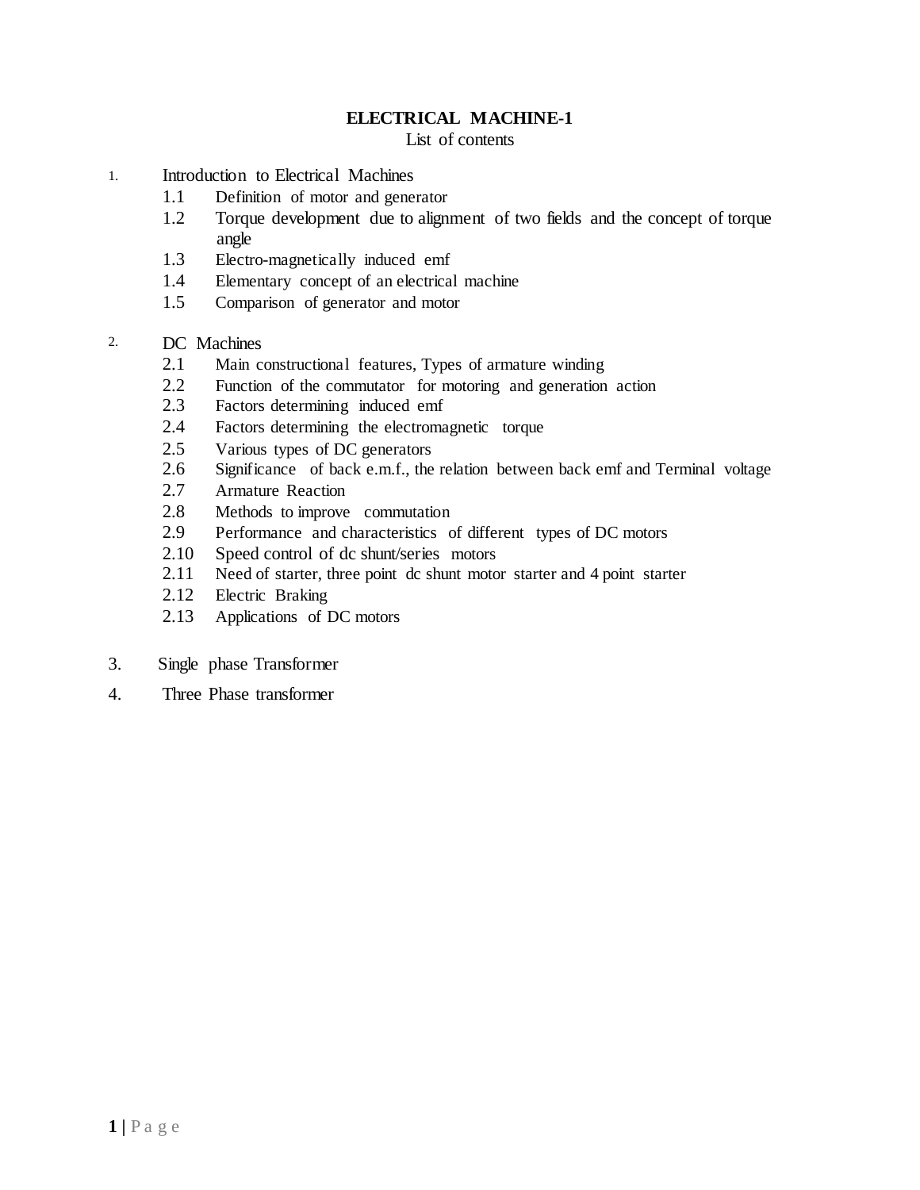# ELECTRICAL MACHINE-1

List of contents

1. Introduction to Electrical Machines
   - 1.1 Definition of motor and generator
   - 1.2 Torque development due to alignment of two fields and the concept of torque angle
   - 1.3 Electro-magnetically induced emf
   - 1.4 Elementary concept of an electrical machine
   - 1.5 Comparison of generator and motor

2. DC Machines
   - 2.1 Main constructional features, Types of armature winding
   - 2.2 Function of the commutator for motoring and generation action
   - 2.3 Factors determining induced emf
   - 2.4 Factors determining the electromagnetic torque
   - 2.5 Various types of DC generators
   - 2.6 Significance of back e.m.f., the relation between back emf and Terminal voltage
   - 2.7 Armature Reaction
   - 2.8 Methods to improve commutation
   - 2.9 Performance and characteristics of different types of DC motors
   - 2.10 Speed control of dc shunt/series motors
   - 2.11 Need of starter, three point dc shunt motor starter and 4 point starter
   - 2.12 Electric Braking
   - 2.13 Applications of DC motors

3. Single phase Transformer

4. Three Phase transformer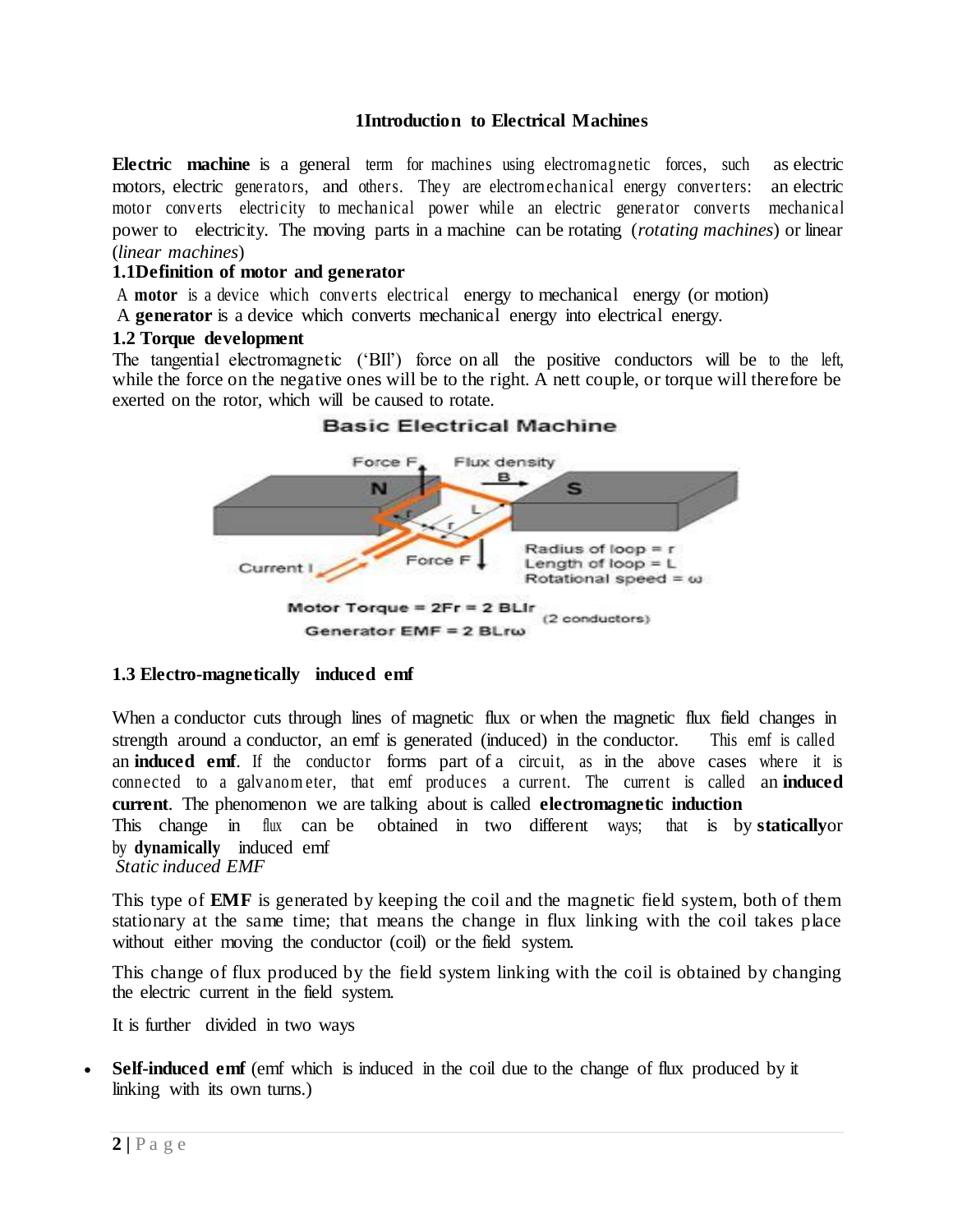## 1 Introduction to Electrical Machines

**Electric machine** is a general term for machines using electromagnetic forces, such as electric motors, electric generators, and others. They are electromechanical energy converters: an electric motor converts electricity to mechanical power while an electric generator converts mechanical power to electricity. The moving parts in a machine can be rotating (*rotating machines*) or linear (*linear machines*)

### 1.1 Definition of motor and generator

A **motor** is a device which converts electrical energy to mechanical energy (or motion)

A **generator** is a device which converts mechanical energy into electrical energy.

### 1.2 Torque development

The tangential electromagnetic ('BIl') force on all the positive conductors will be to the left, while the force on the negative ones will be to the right. A nett couple, or torque will therefore be exerted on the rotor, which will be caused to rotate.

### 1.3 Electro-magnetically induced emf

When a conductor cuts through lines of magnetic flux or when the magnetic flux field changes in strength around a conductor, an emf is generated (induced) in the conductor. This emf is called an **induced emf**. If the conductor forms part of a circuit, as in the above cases where it is connected to a galvanometer, that emf produces a current. The current is called an **induced current**. The phenomenon we are talking about is called **electromagnetic induction**

This change in flux can be obtained in two different ways; that is by **statically** or by **dynamically** induced emf

*Static induced EMF*

This type of **EMF** is generated by keeping the coil and the magnetic field system, both of them stationary at the same time; that means the change in flux linking with the coil takes place without either moving the conductor (coil) or the field system.

This change of flux produced by the field system linking with the coil is obtained by changing the electric current in the field system.

It is further divided in two ways

- **Self-induced emf** (emf which is induced in the coil due to the change of flux produced by it linking with its own turns.)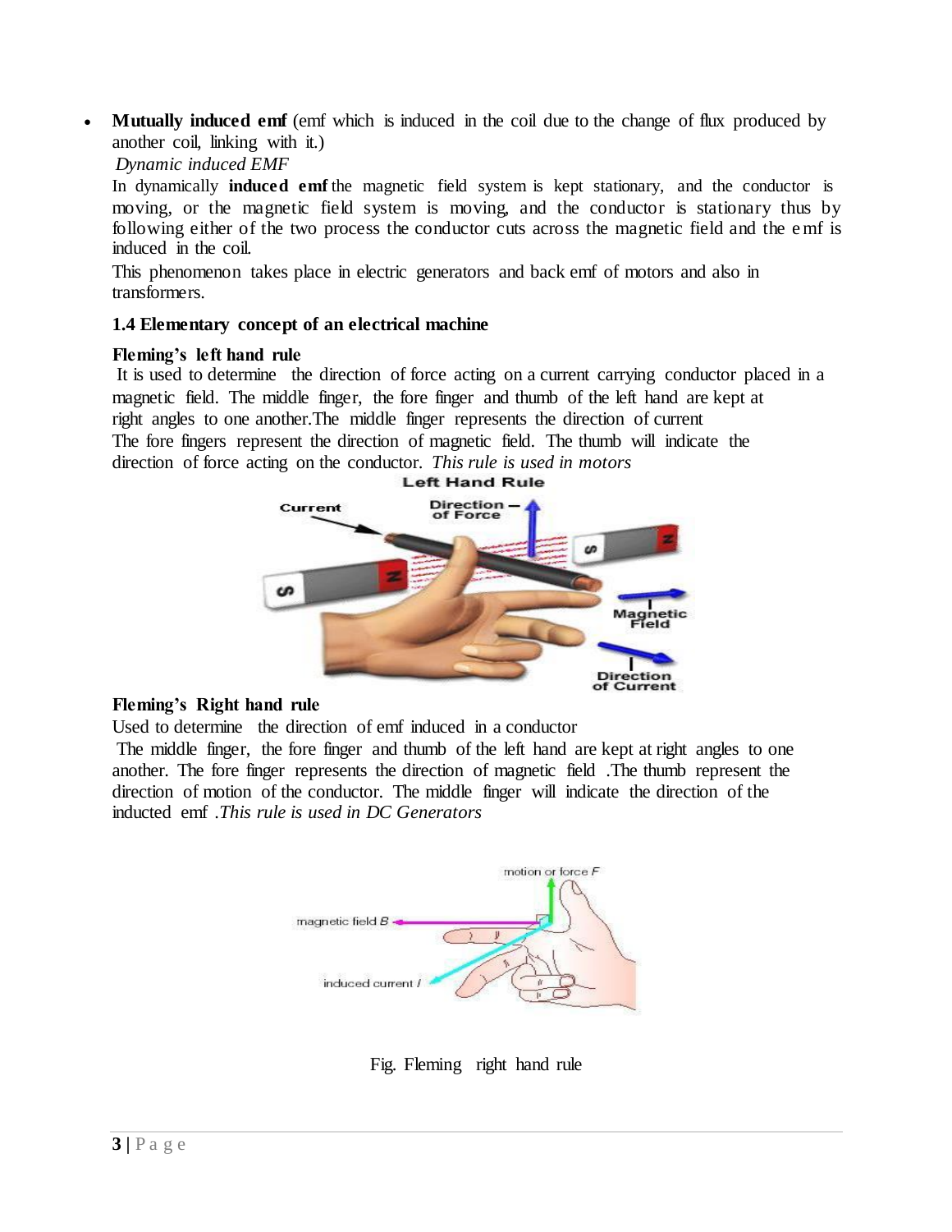- **Mutually induced emf** (emf which is induced in the coil due to the change of flux produced by another coil, linking with it.)

*Dynamic induced EMF*

In dynamically **induced emf** the magnetic field system is kept stationary, and the conductor is moving, or the magnetic field system is moving, and the conductor is stationary thus by following either of the two process the conductor cuts across the magnetic field and the emf is induced in the coil.

This phenomenon takes place in electric generators and back emf of motors and also in transformers.

**1.4 Elementary concept of an electrical machine**

**Fleming's left hand rule**

It is used to determine the direction of force acting on a current carrying conductor placed in a magnetic field. The middle finger, the fore finger and thumb of the left hand are kept at right angles to one another.The middle finger represents the direction of current The fore fingers represent the direction of magnetic field. The thumb will indicate the direction of force acting on the conductor. *This rule is used in motors*

**Fleming's Right hand rule**

Used to determine the direction of emf induced in a conductor

The middle finger, the fore finger and thumb of the left hand are kept at right angles to one another. The fore finger represents the direction of magnetic field .The thumb represent the direction of motion of the conductor. The middle finger will indicate the direction of the inducted emf .*This rule is used in DC Generators*

Fig. Fleming right hand rule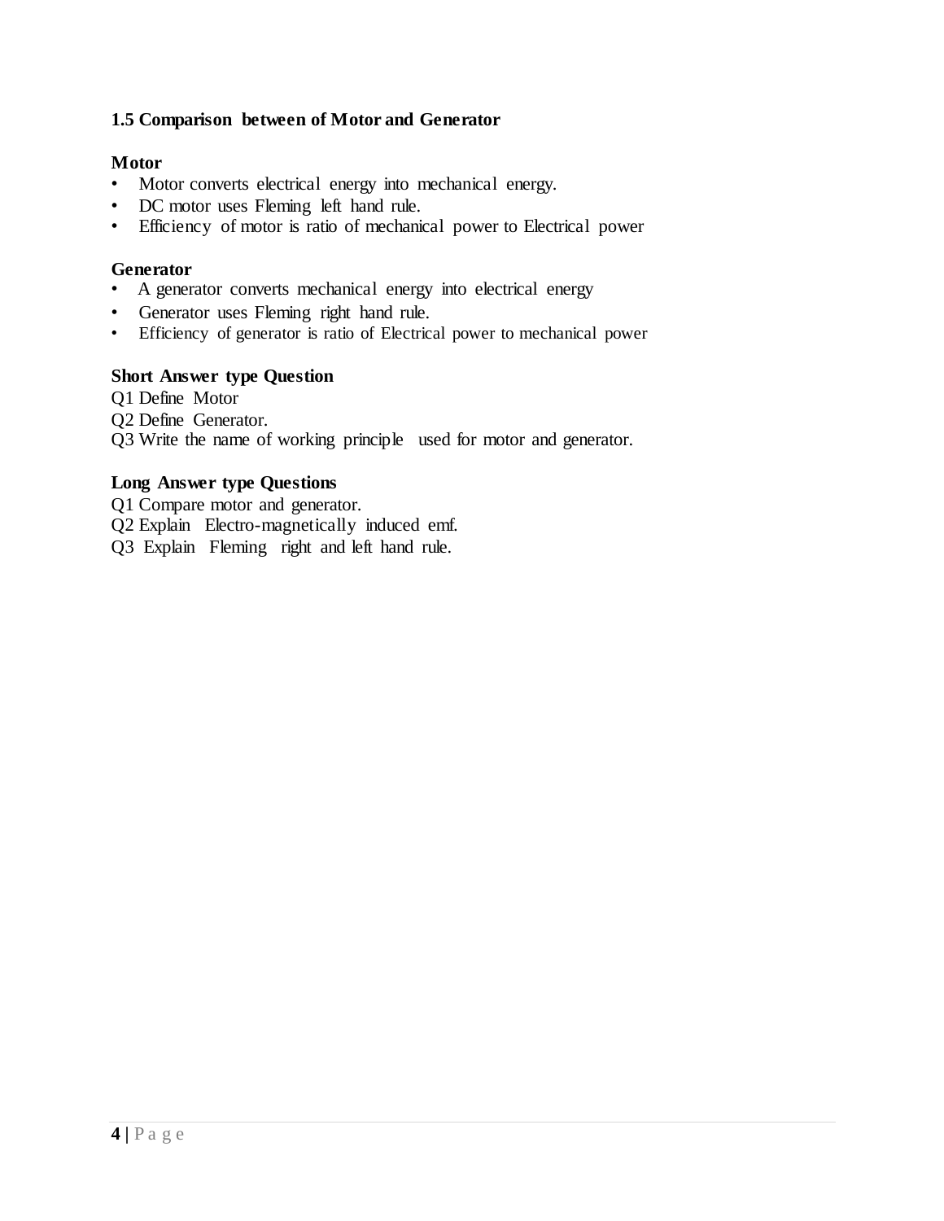## 1.5 Comparison between of Motor and Generator

**Motor**

- Motor converts electrical energy into mechanical energy.
- DC motor uses Fleming left hand rule.
- Efficiency of motor is ratio of mechanical power to Electrical power

**Generator**

- A generator converts mechanical energy into electrical energy
- Generator uses Fleming right hand rule.
- Efficiency of generator is ratio of Electrical power to mechanical power

**Short Answer type Question**

Q1 Define Motor

Q2 Define Generator.

Q3 Write the name of working principle used for motor and generator.

**Long Answer type Questions**

Q1 Compare motor and generator.

Q2 Explain Electro-magnetically induced emf.

Q3 Explain Fleming right and left hand rule.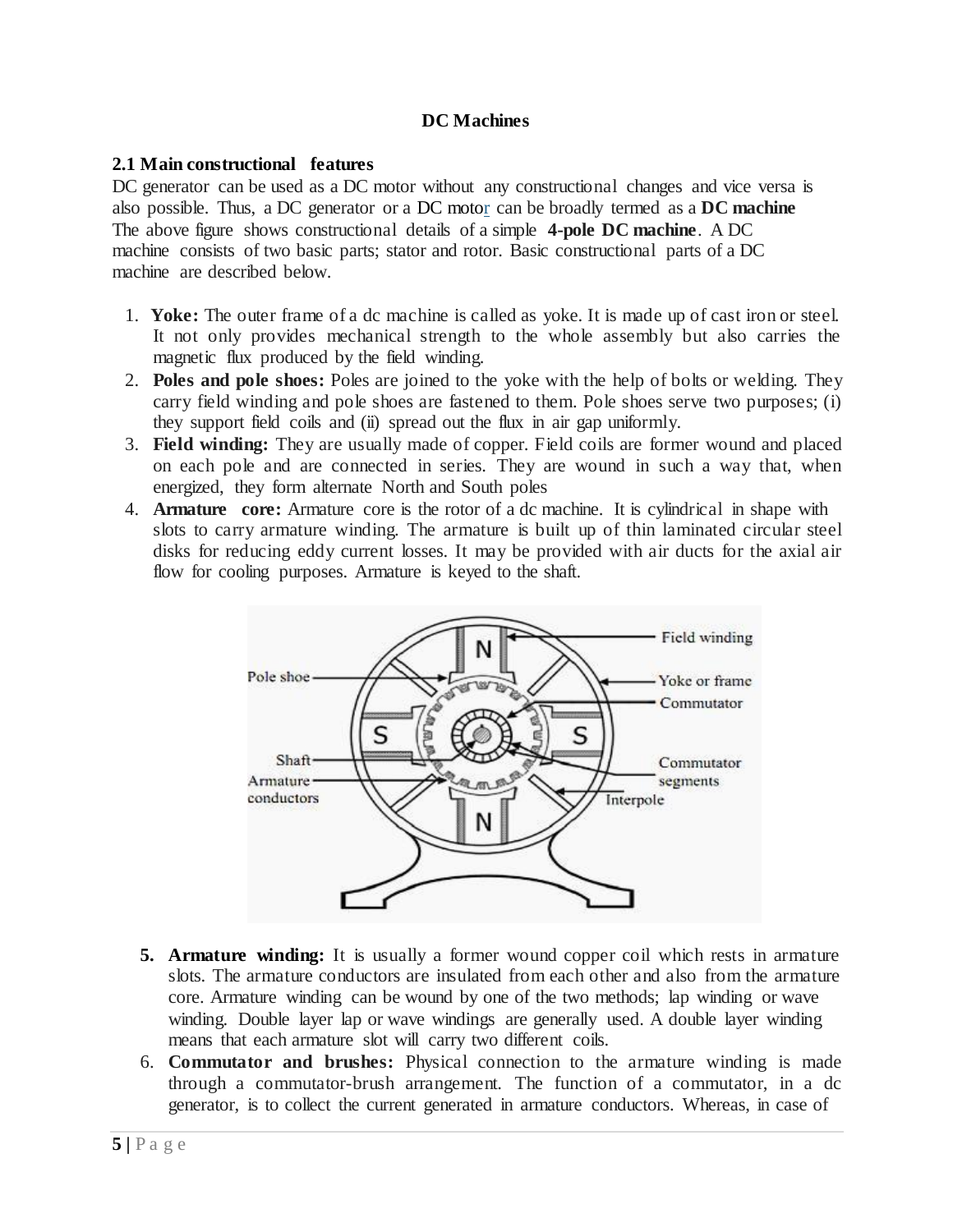# DC Machines

## 2.1 Main constructional features

DC generator can be used as a DC motor without any constructional changes and vice versa is also possible. Thus, a DC generator or a DC motor can be broadly termed as a **DC machine** The above figure shows constructional details of a simple **4-pole DC machine**. A DC machine consists of two basic parts; stator and rotor. Basic constructional parts of a DC machine are described below.

1. **Yoke:** The outer frame of a dc machine is called as yoke. It is made up of cast iron or steel. It not only provides mechanical strength to the whole assembly but also carries the magnetic flux produced by the field winding.
2. **Poles and pole shoes:** Poles are joined to the yoke with the help of bolts or welding. They carry field winding and pole shoes are fastened to them. Pole shoes serve two purposes; (i) they support field coils and (ii) spread out the flux in air gap uniformly.
3. **Field winding:** They are usually made of copper. Field coils are former wound and placed on each pole and are connected in series. They are wound in such a way that, when energized, they form alternate North and South poles
4. **Armature core:** Armature core is the rotor of a dc machine. It is cylindrical in shape with slots to carry armature winding. The armature is built up of thin laminated circular steel disks for reducing eddy current losses. It may be provided with air ducts for the axial air flow for cooling purposes. Armature is keyed to the shaft.

5. **Armature winding:** It is usually a former wound copper coil which rests in armature slots. The armature conductors are insulated from each other and also from the armature core. Armature winding can be wound by one of the two methods; lap winding or wave winding. Double layer lap or wave windings are generally used. A double layer winding means that each armature slot will carry two different coils.
6. **Commutator and brushes:** Physical connection to the armature winding is made through a commutator-brush arrangement. The function of a commutator, in a dc generator, is to collect the current generated in armature conductors. Whereas, in case of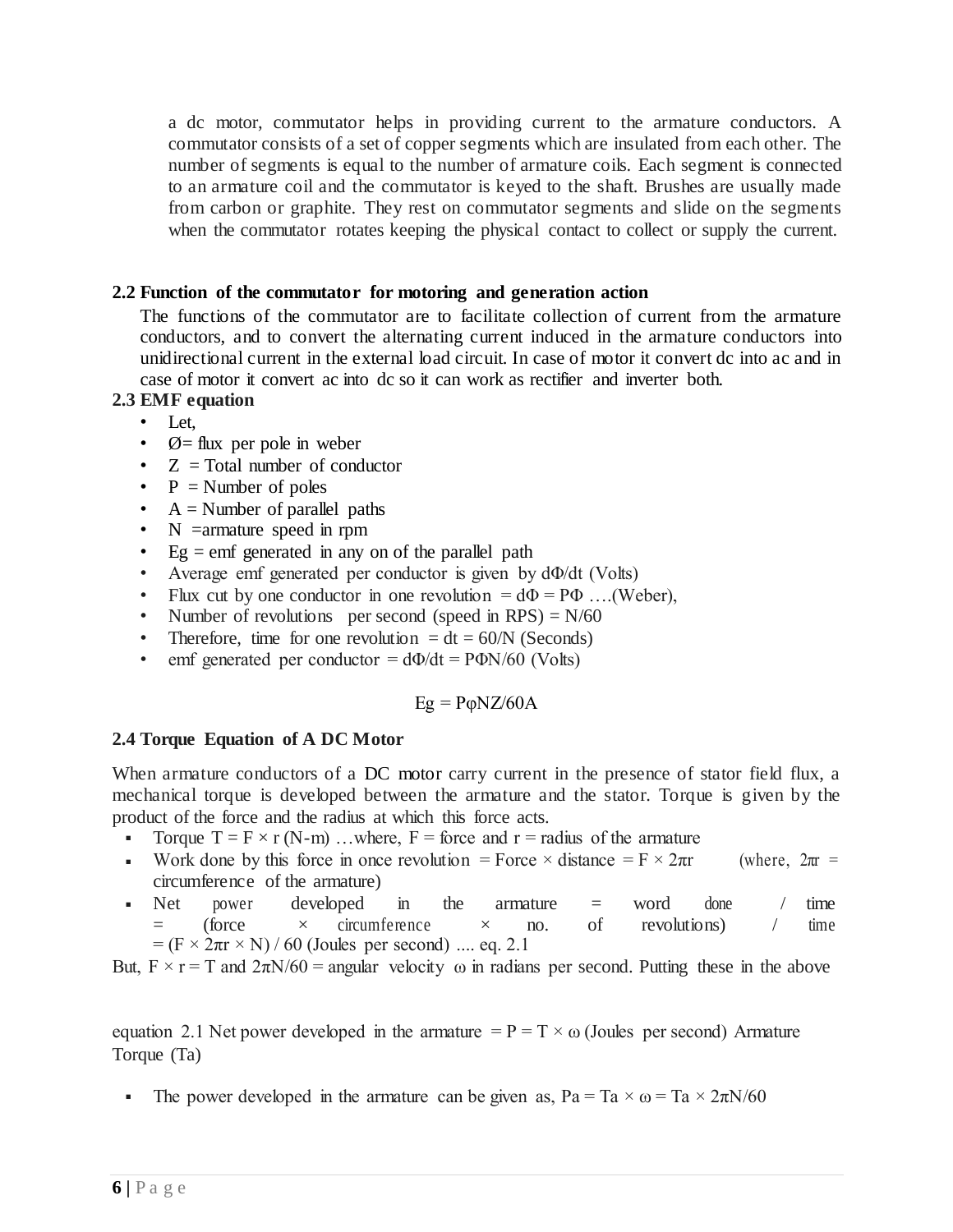a dc motor, commutator helps in providing current to the armature conductors. A commutator consists of a set of copper segments which are insulated from each other. The number of segments is equal to the number of armature coils. Each segment is connected to an armature coil and the commutator is keyed to the shaft. Brushes are usually made from carbon or graphite. They rest on commutator segments and slide on the segments when the commutator rotates keeping the physical contact to collect or supply the current.

### 2.2 Function of the commutator for motoring and generation action

The functions of the commutator are to facilitate collection of current from the armature conductors, and to convert the alternating current induced in the armature conductors into unidirectional current in the external load circuit. In case of motor it convert dc into ac and in case of motor it convert ac into dc so it can work as rectifier and inverter both.

### 2.3 EMF equation

- Let,
- Ø= flux per pole in weber
- Z = Total number of conductor
- P = Number of poles
- A = Number of parallel paths
- N =armature speed in rpm
- Eg = emf generated in any on of the parallel path
- Average emf generated per conductor is given by $d\Phi/dt$ (Volts)
- Flux cut by one conductor in one revolution $= d\Phi = P\Phi$ ….(Weber),
- Number of revolutions per second (speed in RPS) = N/60
- Therefore, time for one revolution $= dt = 60/N$ (Seconds)
- emf generated per conductor $= d\Phi/dt = P\Phi N/60$ (Volts)

$$E_g = P\varphi NZ/60A$$

### 2.4 Torque Equation of A DC Motor

When armature conductors of a DC motor carry current in the presence of stator field flux, a mechanical torque is developed between the armature and the stator. Torque is given by the product of the force and the radius at which this force acts.

- Torque $T = F \times r$ (N-m) …where, F = force and r = radius of the armature
- Work done by this force in once revolution = Force × distance $= F \times 2\pi r$ (where, $2\pi r$ = circumference of the armature)
- Net power developed in the armature = word done / time = (force × circumference × no. of revolutions) / time $= (F \times 2\pi r \times N) / 60$ (Joules per second) .... eq. 2.1

But, $F \times r = T$ and $2\pi N/60$ = angular velocity ω in radians per second. Putting these in the above

equation 2.1 Net power developed in the armature $= P = T \times \omega$ (Joules per second) Armature Torque (Ta)

- The power developed in the armature can be given as, $P_a = T_a \times \omega = T_a \times 2\pi N/60$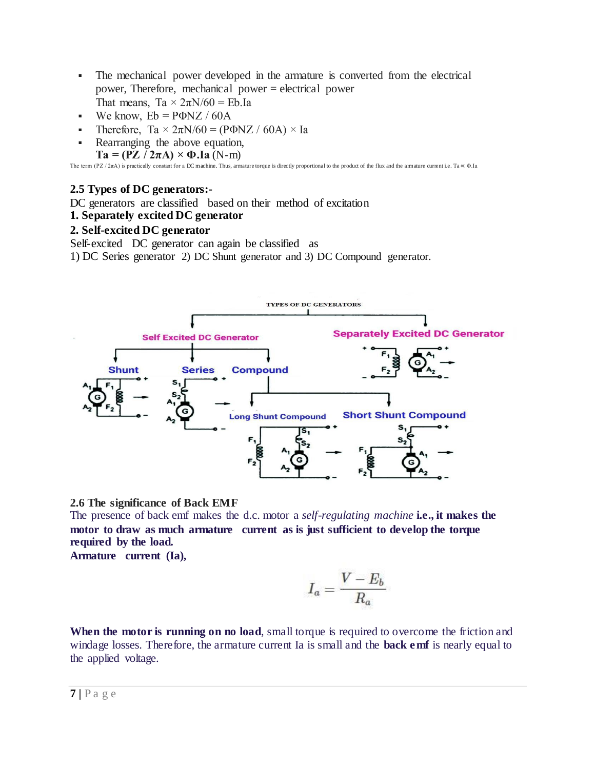- The mechanical power developed in the armature is converted from the electrical power, Therefore, mechanical power = electrical power
  That means, $T_a \times 2\pi N/60 = E_b.I_a$
- We know, $E_b = P\Phi NZ / 60A$
- Therefore, $T_a \times 2\pi N/60 = (P\Phi NZ / 60A) \times I_a$
- Rearranging the above equation,
  $\mathbf{T_a = (PZ / 2\pi A) \times \Phi.I_a}$ (N-m)

The term $(PZ / 2\pi A)$ is practically constant for a DC machine. Thus, armature torque is directly proportional to the product of the flux and the armature current i.e. $T_a \propto \Phi.I_a$

### 2.5 Types of DC generators:-

DC generators are classified based on their method of excitation

**1. Separately excited DC generator**

**2. Self-excited DC generator**

Self-excited DC generator can again be classified as

1) DC Series generator 2) DC Shunt generator and 3) DC Compound generator.

### 2.6 The significance of Back EMF

The presence of back emf makes the d.c. motor a *self-regulating machine* **i.e., it makes the motor to draw as much armature current as is just sufficient to develop the torque required by the load.**

**Armature current (Ia),**

$$I_a = \frac{V - E_b}{R_a}$$

**When the motor is running on no load**, small torque is required to overcome the friction and windage losses. Therefore, the armature current Ia is small and the **back emf** is nearly equal to the applied voltage.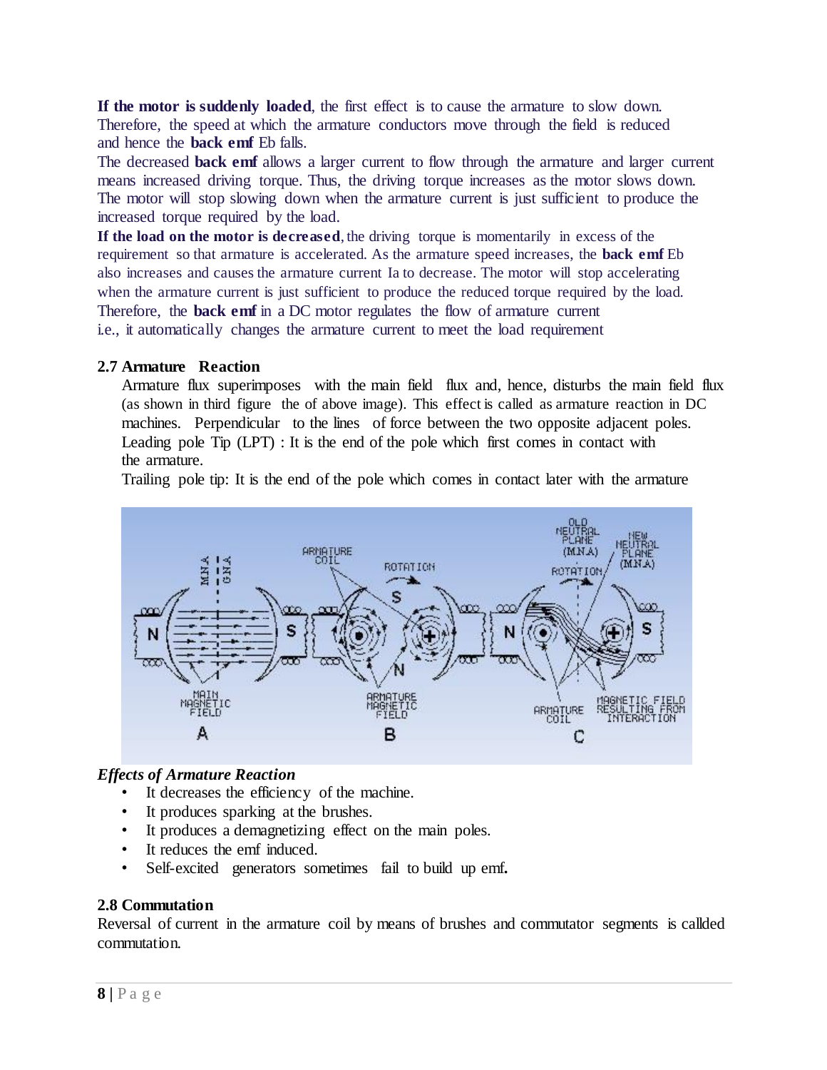**If the motor is suddenly loaded**, the first effect is to cause the armature to slow down. Therefore, the speed at which the armature conductors move through the field is reduced and hence the **back emf** Eb falls.
The decreased **back emf** allows a larger current to flow through the armature and larger current means increased driving torque. Thus, the driving torque increases as the motor slows down. The motor will stop slowing down when the armature current is just sufficient to produce the increased torque required by the load.
**If the load on the motor is decreased**, the driving torque is momentarily in excess of the requirement so that armature is accelerated. As the armature speed increases, the **back emf** Eb also increases and causes the armature current Ia to decrease. The motor will stop accelerating when the armature current is just sufficient to produce the reduced torque required by the load. Therefore, the **back emf** in a DC motor regulates the flow of armature current i.e., it automatically changes the armature current to meet the load requirement

### 2.7 Armature Reaction

Armature flux superimposes with the main field flux and, hence, disturbs the main field flux (as shown in third figure the of above image). This effect is called as armature reaction in DC machines. Perpendicular to the lines of force between the two opposite adjacent poles.
Leading pole Tip (LPT) : It is the end of the pole which first comes in contact with the armature.
Trailing pole tip: It is the end of the pole which comes in contact later with the armature

### *Effects of Armature Reaction*

- It decreases the efficiency of the machine.
- It produces sparking at the brushes.
- It produces a demagnetizing effect on the main poles.
- It reduces the emf induced.
- Self-excited generators sometimes fail to build up emf.

### 2.8 Commutation

Reversal of current in the armature coil by means of brushes and commutator segments is callded commutation.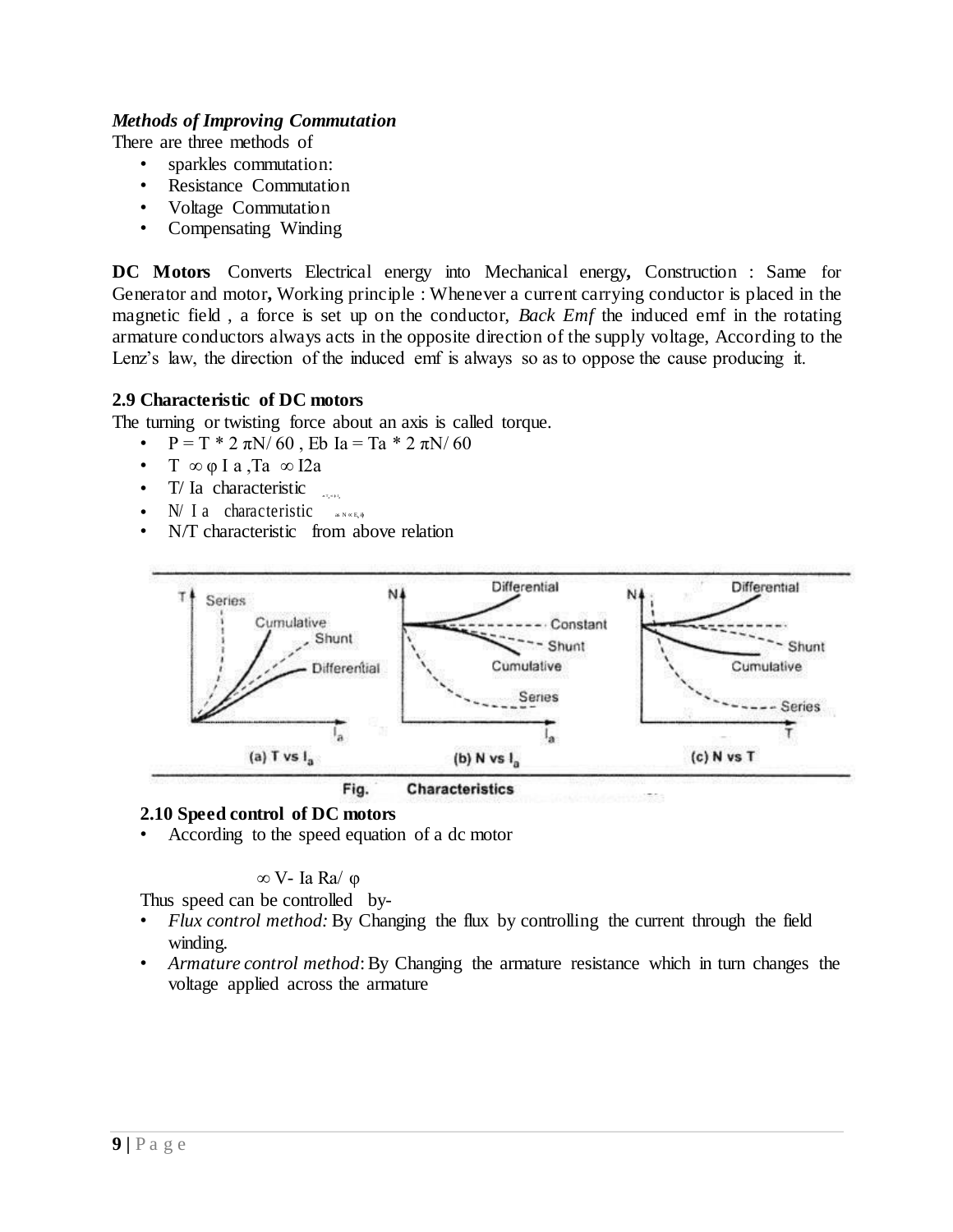***Methods of Improving Commutation***

There are three methods of

- sparkles commutation:
- Resistance Commutation
- Voltage Commutation
- Compensating Winding

**DC Motors** Converts Electrical energy into Mechanical energy**,** Construction : Same for Generator and motor**,** Working principle : Whenever a current carrying conductor is placed in the magnetic field , a force is set up on the conductor, *Back Emf* the induced emf in the rotating armature conductors always acts in the opposite direction of the supply voltage, According to the Lenz's law, the direction of the induced emf is always so as to oppose the cause producing it.

**2.9 Characteristic of DC motors**

The turning or twisting force about an axis is called torque.

- $P = T * 2\pi N/60$ , $E_b I_a = T_a * 2\pi N/60$
- $T \propto \varphi I_a$ , $T_a \propto I_a^2$
- T/ Ia characteristic
- N/ I a characteristic
- N/T characteristic from above relation

Fig. Characteristics

**2.10 Speed control of DC motors**

- According to the speed equation of a dc motor

$$\propto V - I_a R_a / \varphi$$

Thus speed can be controlled by-

- *Flux control method:* By Changing the flux by controlling the current through the field winding.
- *Armature control method*: By Changing the armature resistance which in turn changes the voltage applied across the armature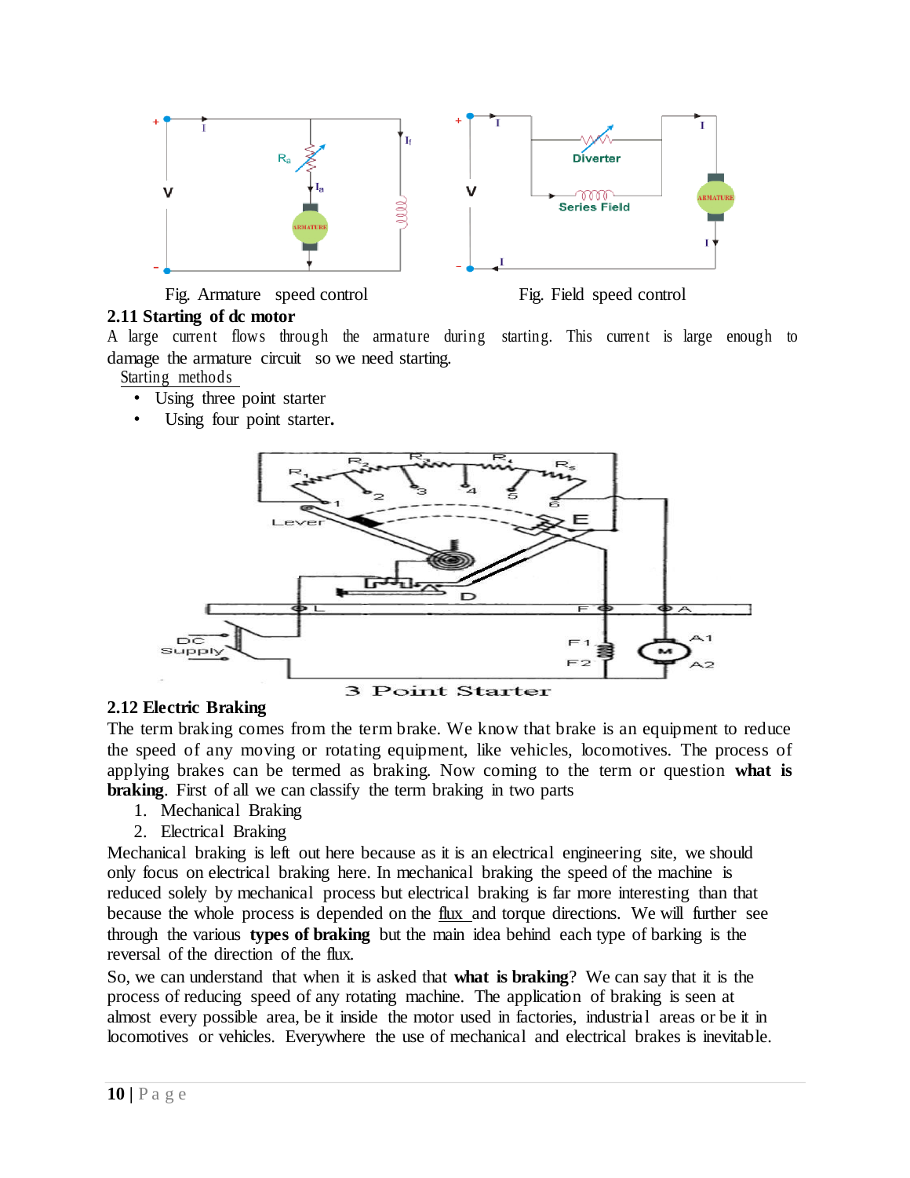Fig. Armature speed control

Fig. Field speed control

### 2.11 Starting of dc motor

A large current flows through the armature during starting. This current is large enough to damage the armature circuit so we need starting.

Starting methods

- Using three point starter
- Using four point starter.

3 Point Starter

### 2.12 Electric Braking

The term braking comes from the term brake. We know that brake is an equipment to reduce the speed of any moving or rotating equipment, like vehicles, locomotives. The process of applying brakes can be termed as braking. Now coming to the term or question **what is braking**. First of all we can classify the term braking in two parts

1. Mechanical Braking
2. Electrical Braking

Mechanical braking is left out here because as it is an electrical engineering site, we should only focus on electrical braking here. In mechanical braking the speed of the machine is reduced solely by mechanical process but electrical braking is far more interesting than that because the whole process is depended on the flux and torque directions. We will further see through the various **types of braking** but the main idea behind each type of barking is the reversal of the direction of the flux.

So, we can understand that when it is asked that **what is braking**? We can say that it is the process of reducing speed of any rotating machine. The application of braking is seen at almost every possible area, be it inside the motor used in factories, industrial areas or be it in locomotives or vehicles. Everywhere the use of mechanical and electrical brakes is inevitable.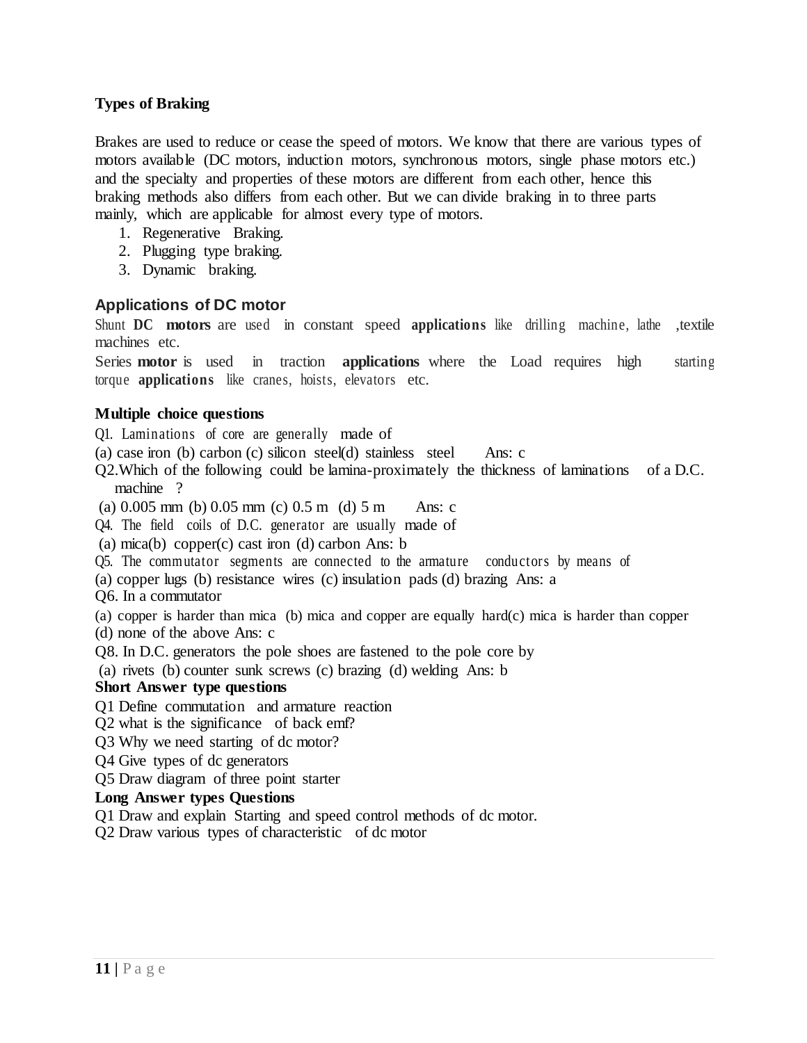**Types of Braking**

Brakes are used to reduce or cease the speed of motors. We know that there are various types of motors available (DC motors, induction motors, synchronous motors, single phase motors etc.) and the specialty and properties of these motors are different from each other, hence this braking methods also differs from each other. But we can divide braking in to three parts mainly, which are applicable for almost every type of motors.

1. Regenerative Braking.
2. Plugging type braking.
3. Dynamic braking.

## Applications of DC motor

Shunt **DC motors** are used in constant speed **applications** like drilling machine, lathe ,textile machines etc.

Series **motor** is used in traction **applications** where the Load requires high starting torque **applications** like cranes, hoists, elevators etc.

**Multiple choice questions**

Q1. Laminations of core are generally made of

(a) case iron (b) carbon (c) silicon steel(d) stainless steel Ans: c

Q2.Which of the following could be lamina-proximately the thickness of laminations of a D.C. machine ?

(a) 0.005 mm (b) 0.05 mm (c) 0.5 m (d) 5 m Ans: c

Q4. The field coils of D.C. generator are usually made of

(a) mica(b) copper(c) cast iron (d) carbon Ans: b

Q5. The commutator segments are connected to the armature conductors by means of

(a) copper lugs (b) resistance wires (c) insulation pads (d) brazing Ans: a

Q6. In a commutator

(a) copper is harder than mica (b) mica and copper are equally hard(c) mica is harder than copper (d) none of the above Ans: c

Q8. In D.C. generators the pole shoes are fastened to the pole core by

(a) rivets (b) counter sunk screws (c) brazing (d) welding Ans: b

**Short Answer type questions**

Q1 Define commutation and armature reaction

Q2 what is the significance of back emf?

Q3 Why we need starting of dc motor?

Q4 Give types of dc generators

Q5 Draw diagram of three point starter

**Long Answer types Questions**

Q1 Draw and explain Starting and speed control methods of dc motor.

Q2 Draw various types of characteristic of dc motor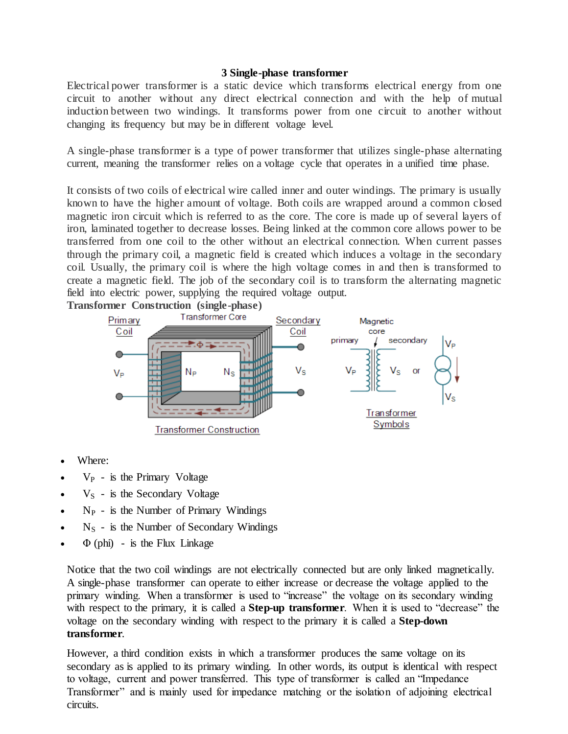### 3 Single-phase transformer

Electrical power transformer is a static device which transforms electrical energy from one circuit to another without any direct electrical connection and with the help of mutual induction between two windings. It transforms power from one circuit to another without changing its frequency but may be in different voltage level.

A single-phase transformer is a type of power transformer that utilizes single-phase alternating current, meaning the transformer relies on a voltage cycle that operates in a unified time phase.

It consists of two coils of electrical wire called inner and outer windings. The primary is usually known to have the higher amount of voltage. Both coils are wrapped around a common closed magnetic iron circuit which is referred to as the core. The core is made up of several layers of iron, laminated together to decrease losses. Being linked at the common core allows power to be transferred from one coil to the other without an electrical connection. When current passes through the primary coil, a magnetic field is created which induces a voltage in the secondary coil. Usually, the primary coil is where the high voltage comes in and then is transformed to create a magnetic field. The job of the secondary coil is to transform the alternating magnetic field into electric power, supplying the required voltage output.

**Transformer Construction (single-phase)**

- Where:
- $V_P$ - is the Primary Voltage
- $V_S$ - is the Secondary Voltage
- $N_P$ - is the Number of Primary Windings
- $N_S$ - is the Number of Secondary Windings
- $\Phi$ (phi) - is the Flux Linkage

Notice that the two coil windings are not electrically connected but are only linked magnetically. A single-phase transformer can operate to either increase or decrease the voltage applied to the primary winding. When a transformer is used to "increase" the voltage on its secondary winding with respect to the primary, it is called a **Step-up transformer**. When it is used to "decrease" the voltage on the secondary winding with respect to the primary it is called a **Step-down transformer**.

However, a third condition exists in which a transformer produces the same voltage on its secondary as is applied to its primary winding. In other words, its output is identical with respect to voltage, current and power transferred. This type of transformer is called an "Impedance Transformer" and is mainly used for impedance matching or the isolation of adjoining electrical circuits.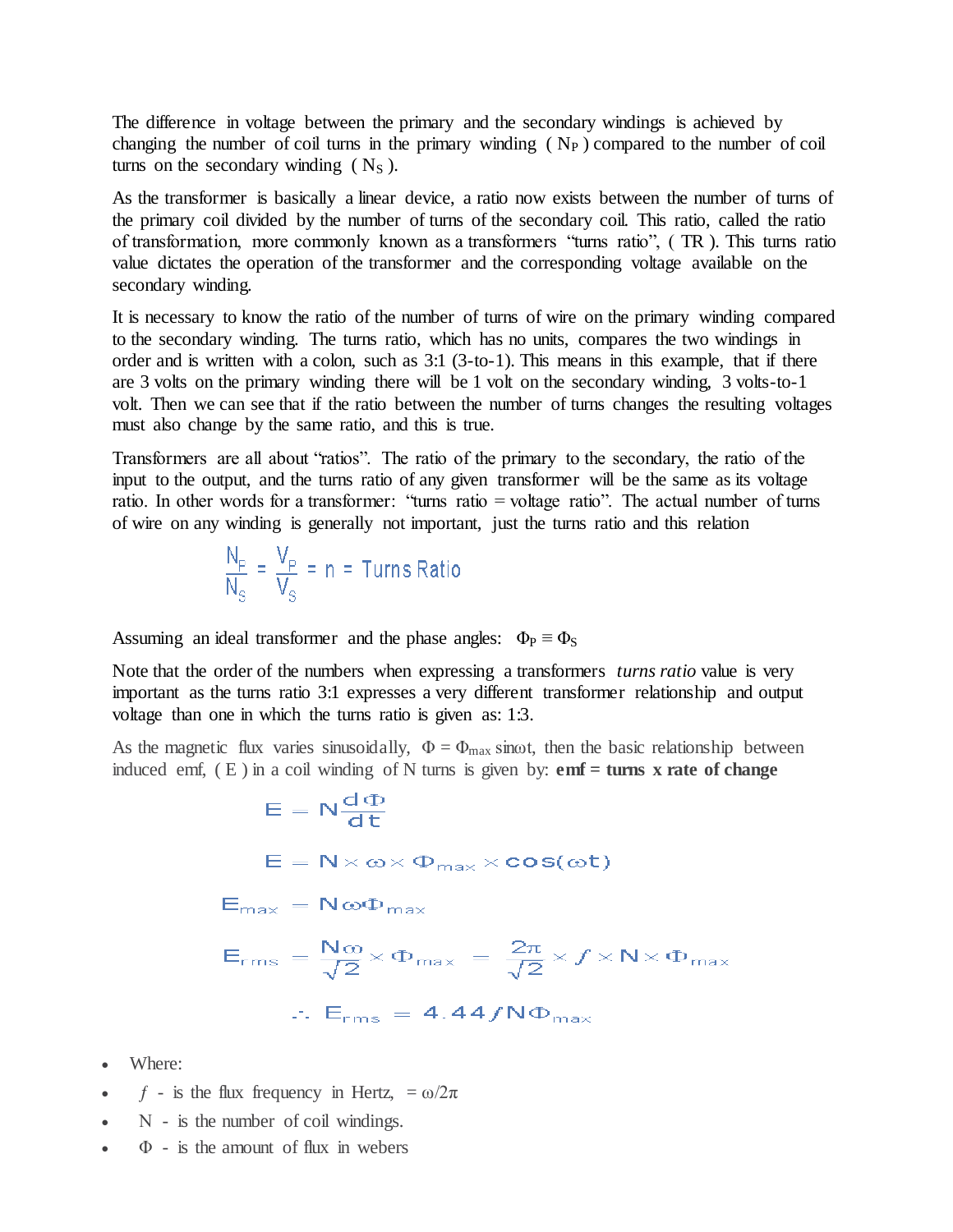The difference in voltage between the primary and the secondary windings is achieved by changing the number of coil turns in the primary winding ( $N_P$ ) compared to the number of coil turns on the secondary winding ( $N_S$ ).

As the transformer is basically a linear device, a ratio now exists between the number of turns of the primary coil divided by the number of turns of the secondary coil. This ratio, called the ratio of transformation, more commonly known as a transformers "turns ratio", ( TR ). This turns ratio value dictates the operation of the transformer and the corresponding voltage available on the secondary winding.

It is necessary to know the ratio of the number of turns of wire on the primary winding compared to the secondary winding. The turns ratio, which has no units, compares the two windings in order and is written with a colon, such as 3:1 (3-to-1). This means in this example, that if there are 3 volts on the primary winding there will be 1 volt on the secondary winding, 3 volts-to-1 volt. Then we can see that if the ratio between the number of turns changes the resulting voltages must also change by the same ratio, and this is true.

Transformers are all about "ratios". The ratio of the primary to the secondary, the ratio of the input to the output, and the turns ratio of any given transformer will be the same as its voltage ratio. In other words for a transformer: "turns ratio = voltage ratio". The actual number of turns of wire on any winding is generally not important, just the turns ratio and this relation

$$\frac{N_P}{N_S} = \frac{V_P}{V_S} = n = \text{Turns Ratio}$$

Assuming an ideal transformer and the phase angles: $\Phi_P \equiv \Phi_S$

Note that the order of the numbers when expressing a transformers *turns ratio* value is very important as the turns ratio 3:1 expresses a very different transformer relationship and output voltage than one in which the turns ratio is given as: 1:3.

As the magnetic flux varies sinusoidally, $\Phi = \Phi_{max} \sin\omega t$, then the basic relationship between induced emf, ( E ) in a coil winding of N turns is given by: **emf = turns x rate of change**

$$E = N\frac{d\Phi}{dt}$$

$$E = N \times \omega \times \Phi_{max} \times \cos(\omega t)$$

$$E_{max} = N\omega\Phi_{max}$$

$$E_{rms} = \frac{N\omega}{\sqrt{2}} \times \Phi_{max} = \frac{2\pi}{\sqrt{2}} \times f \times N \times \Phi_{max}$$

$$\therefore E_{rms} = 4.44 f N \Phi_{max}$$

- Where:
- $f$ - is the flux frequency in Hertz, $= \omega/2\pi$
- N - is the number of coil windings.
- $\Phi$ - is the amount of flux in webers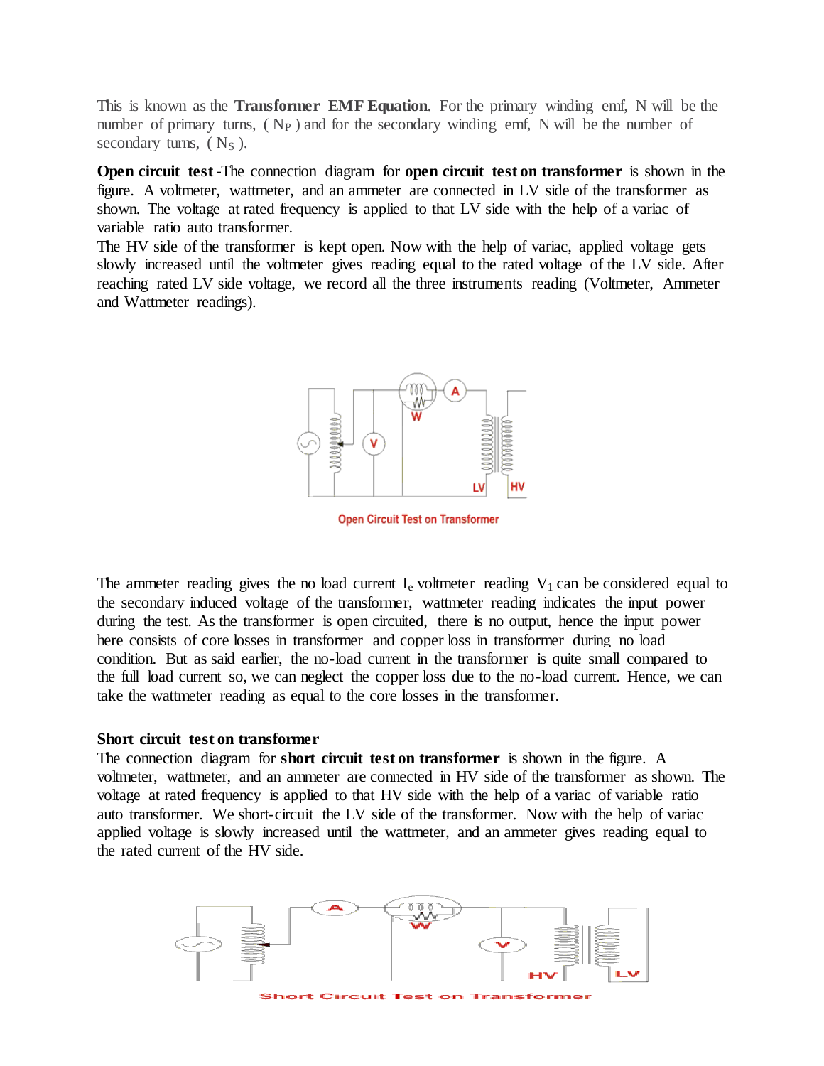This is known as the **Transformer EMF Equation**. For the primary winding emf, N will be the number of primary turns, ( $N_P$ ) and for the secondary winding emf, N will be the number of secondary turns, ( $N_S$ ).

**Open circuit test** -The connection diagram for **open circuit test on transformer** is shown in the figure. A voltmeter, wattmeter, and an ammeter are connected in LV side of the transformer as shown. The voltage at rated frequency is applied to that LV side with the help of a variac of variable ratio auto transformer.

The HV side of the transformer is kept open. Now with the help of variac, applied voltage gets slowly increased until the voltmeter gives reading equal to the rated voltage of the LV side. After reaching rated LV side voltage, we record all the three instruments reading (Voltmeter, Ammeter and Wattmeter readings).

Open Circuit Test on Transformer

The ammeter reading gives the no load current $I_e$ voltmeter reading $V_1$ can be considered equal to the secondary induced voltage of the transformer, wattmeter reading indicates the input power during the test. As the transformer is open circuited, there is no output, hence the input power here consists of core losses in transformer and copper loss in transformer during no load condition. But as said earlier, the no-load current in the transformer is quite small compared to the full load current so, we can neglect the copper loss due to the no-load current. Hence, we can take the wattmeter reading as equal to the core losses in the transformer.

**Short circuit test on transformer**

The connection diagram for **short circuit test on transformer** is shown in the figure. A voltmeter, wattmeter, and an ammeter are connected in HV side of the transformer as shown. The voltage at rated frequency is applied to that HV side with the help of a variac of variable ratio auto transformer. We short-circuit the LV side of the transformer. Now with the help of variac applied voltage is slowly increased until the wattmeter, and an ammeter gives reading equal to the rated current of the HV side.

Short Circuit Test on Transformer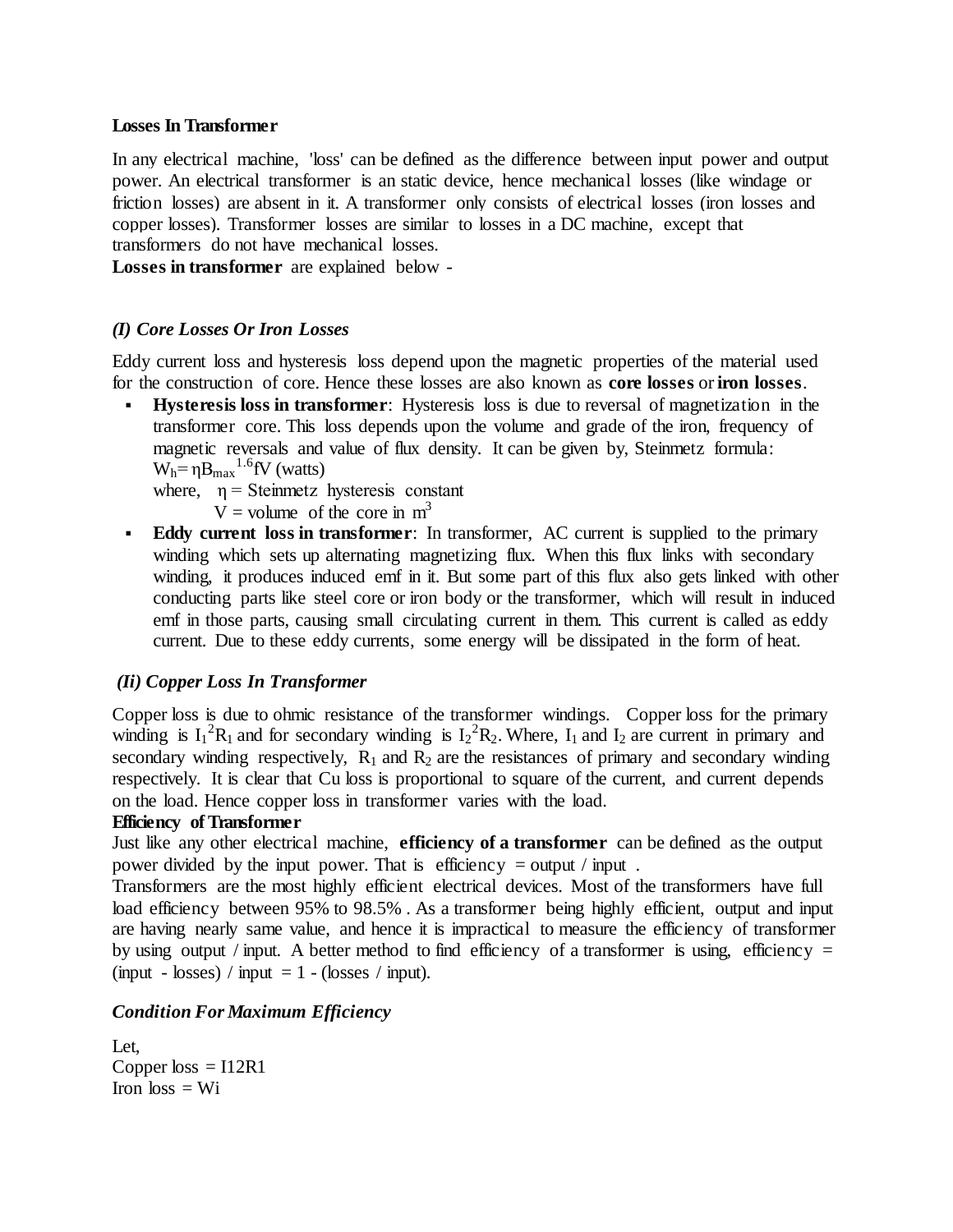**Losses In Transformer**

In any electrical machine, 'loss' can be defined as the difference between input power and output power. An electrical transformer is an static device, hence mechanical losses (like windage or friction losses) are absent in it. A transformer only consists of electrical losses (iron losses and copper losses). Transformer losses are similar to losses in a DC machine, except that transformers do not have mechanical losses.
**Losses in transformer** are explained below -

*(I) Core Losses Or Iron Losses*

Eddy current loss and hysteresis loss depend upon the magnetic properties of the material used for the construction of core. Hence these losses are also known as **core losses** or **iron losses**.

- **Hysteresis loss in transformer**: Hysteresis loss is due to reversal of magnetization in the transformer core. This loss depends upon the volume and grade of the iron, frequency of magnetic reversals and value of flux density. It can be given by, Steinmetz formula:
  $W_h = \eta B_{max}^{1.6} f V$ (watts)
  where, $\eta$ = Steinmetz hysteresis constant
  V = volume of the core in $m^3$
- **Eddy current loss in transformer**: In transformer, AC current is supplied to the primary winding which sets up alternating magnetizing flux. When this flux links with secondary winding, it produces induced emf in it. But some part of this flux also gets linked with other conducting parts like steel core or iron body or the transformer, which will result in induced emf in those parts, causing small circulating current in them. This current is called as eddy current. Due to these eddy currents, some energy will be dissipated in the form of heat.

*(Ii) Copper Loss In Transformer*

Copper loss is due to ohmic resistance of the transformer windings. Copper loss for the primary winding is $I_1^2R_1$ and for secondary winding is $I_2^2R_2$. Where, $I_1$ and $I_2$ are current in primary and secondary winding respectively, $R_1$ and $R_2$ are the resistances of primary and secondary winding respectively. It is clear that Cu loss is proportional to square of the current, and current depends on the load. Hence copper loss in transformer varies with the load.

**Efficiency of Transformer**

Just like any other electrical machine, **efficiency of a transformer** can be defined as the output power divided by the input power. That is efficiency = output / input .
Transformers are the most highly efficient electrical devices. Most of the transformers have full load efficiency between 95% to 98.5% . As a transformer being highly efficient, output and input are having nearly same value, and hence it is impractical to measure the efficiency of transformer by using output / input. A better method to find efficiency of a transformer is using, efficiency = (input - losses) / input = 1 - (losses / input).

*Condition For Maximum Efficiency*

Let,
Copper loss = I12R1
Iron loss = Wi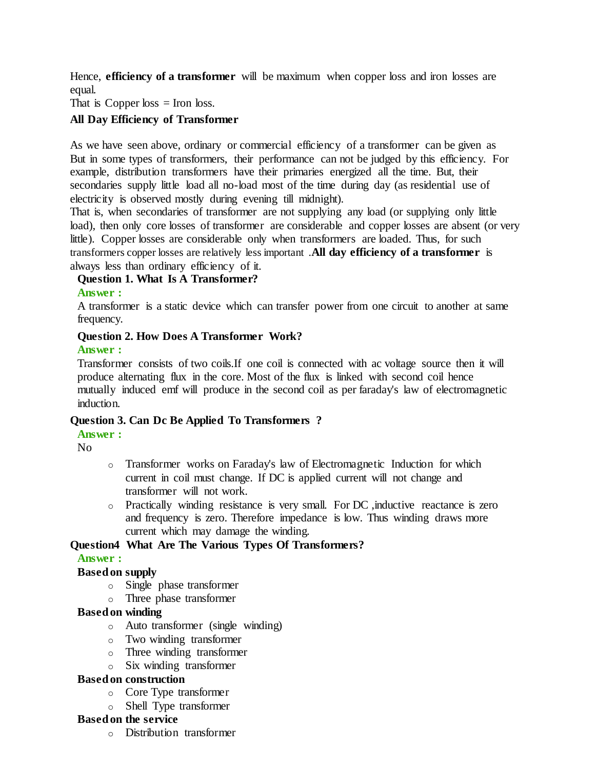Hence, **efficiency of a transformer** will be maximum when copper loss and iron losses are equal.

That is Copper loss = Iron loss.

**All Day Efficiency of Transformer**

As we have seen above, ordinary or commercial efficiency of a transformer can be given as But in some types of transformers, their performance can not be judged by this efficiency. For example, distribution transformers have their primaries energized all the time. But, their secondaries supply little load all no-load most of the time during day (as residential use of electricity is observed mostly during evening till midnight).

That is, when secondaries of transformer are not supplying any load (or supplying only little load), then only core losses of transformer are considerable and copper losses are absent (or very little). Copper losses are considerable only when transformers are loaded. Thus, for such transformers copper losses are relatively less important .**All day efficiency of a transformer** is always less than ordinary efficiency of it.

**Question 1. What Is A Transformer?**

**Answer :**

A transformer is a static device which can transfer power from one circuit to another at same frequency.

**Question 2. How Does A Transformer Work?**

**Answer :**

Transformer consists of two coils.If one coil is connected with ac voltage source then it will produce alternating flux in the core. Most of the flux is linked with second coil hence mutually induced emf will produce in the second coil as per faraday's law of electromagnetic induction.

**Question 3. Can Dc Be Applied To Transformers ?**

**Answer :**

No

- Transformer works on Faraday's law of Electromagnetic Induction for which current in coil must change. If DC is applied current will not change and transformer will not work.
- Practically winding resistance is very small. For DC ,inductive reactance is zero and frequency is zero. Therefore impedance is low. Thus winding draws more current which may damage the winding.

**Question4 What Are The Various Types Of Transformers?**

**Answer :**

**Based on supply**

- Single phase transformer
- Three phase transformer

**Based on winding**

- Auto transformer (single winding)
- Two winding transformer
- Three winding transformer
- Six winding transformer

**Based on construction**

- Core Type transformer
- Shell Type transformer

**Based on the service**

- Distribution transformer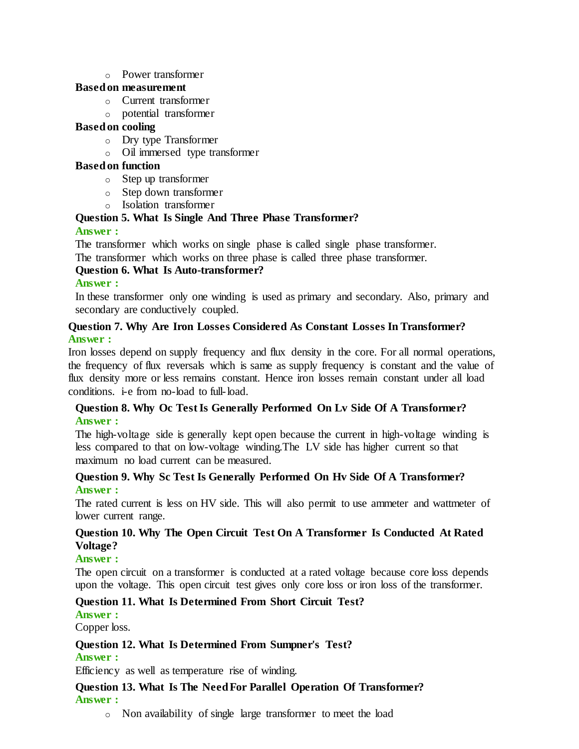- Power transformer

**Based on measurement**

- Current transformer
- potential transformer

**Based on cooling**

- Dry type Transformer
- Oil immersed type transformer

**Based on function**

- Step up transformer
- Step down transformer
- Isolation transformer

**Question 5. What Is Single And Three Phase Transformer?**

**Answer :**

The transformer which works on single phase is called single phase transformer.
The transformer which works on three phase is called three phase transformer.

**Question 6. What Is Auto-transformer?**

**Answer :**

In these transformer only one winding is used as primary and secondary. Also, primary and secondary are conductively coupled.

**Question 7. Why Are Iron Losses Considered As Constant Losses In Transformer?**

**Answer :**

Iron losses depend on supply frequency and flux density in the core. For all normal operations, the frequency of flux reversals which is same as supply frequency is constant and the value of flux density more or less remains constant. Hence iron losses remain constant under all load conditions. i-e from no-load to full-load.

**Question 8. Why Oc Test Is Generally Performed On Lv Side Of A Transformer?**

**Answer :**

The high-voltage side is generally kept open because the current in high-voltage winding is less compared to that on low-voltage winding.The LV side has higher current so that maximum no load current can be measured.

**Question 9. Why Sc Test Is Generally Performed On Hv Side Of A Transformer?**

**Answer :**

The rated current is less on HV side. This will also permit to use ammeter and wattmeter of lower current range.

**Question 10. Why The Open Circuit Test On A Transformer Is Conducted At Rated Voltage?**

**Answer :**

The open circuit on a transformer is conducted at a rated voltage because core loss depends upon the voltage. This open circuit test gives only core loss or iron loss of the transformer.

**Question 11. What Is Determined From Short Circuit Test?**

**Answer :**

Copper loss.

**Question 12. What Is Determined From Sumpner's Test?**

**Answer :**

Efficiency as well as temperature rise of winding.

**Question 13. What Is The Need For Parallel Operation Of Transformer?**

**Answer :**

- Non availability of single large transformer to meet the load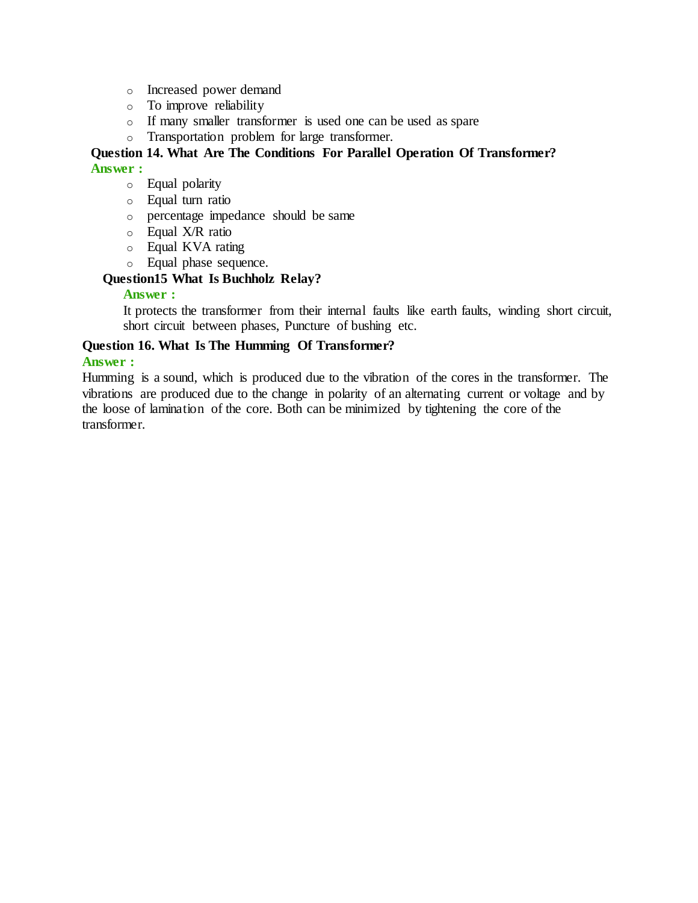- Increased power demand
- To improve reliability
- If many smaller transformer is used one can be used as spare
- Transportation problem for large transformer.

**Question 14. What Are The Conditions For Parallel Operation Of Transformer?**

**Answer :**

- Equal polarity
- Equal turn ratio
- percentage impedance should be same
- Equal X/R ratio
- Equal KVA rating
- Equal phase sequence.

**Question15 What Is Buchholz Relay?**

**Answer :**

It protects the transformer from their internal faults like earth faults, winding short circuit, short circuit between phases, Puncture of bushing etc.

**Question 16. What Is The Humming Of Transformer?**

**Answer :**

Humming is a sound, which is produced due to the vibration of the cores in the transformer. The vibrations are produced due to the change in polarity of an alternating current or voltage and by the loose of lamination of the core. Both can be minimized by tightening the core of the transformer.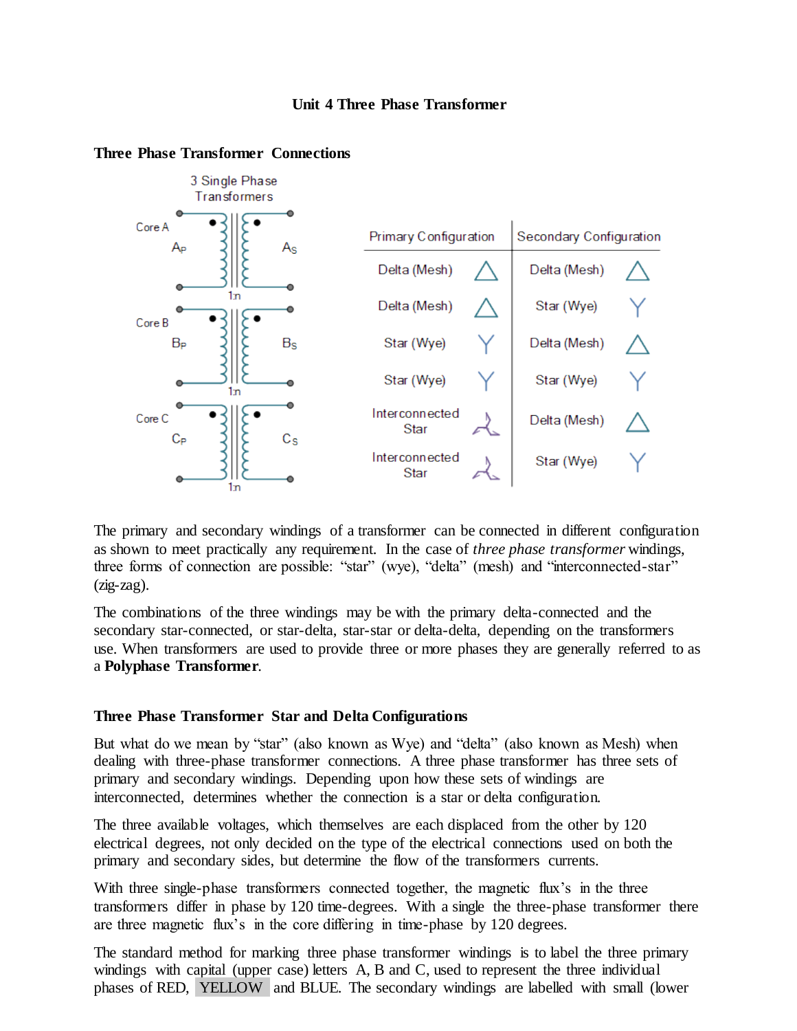**Unit 4 Three Phase Transformer**

**Three Phase Transformer Connections**

| Primary Configuration | Secondary Configuration |
|---|---|
| Delta (Mesh) | Delta (Mesh) |
| Delta (Mesh) | Star (Wye) |
| Star (Wye) | Delta (Mesh) |
| Star (Wye) | Star (Wye) |
| Interconnected Star | Delta (Mesh) |
| Interconnected Star | Star (Wye) |

The primary and secondary windings of a transformer can be connected in different configuration as shown to meet practically any requirement. In the case of *three phase transformer* windings, three forms of connection are possible: "star" (wye), "delta" (mesh) and "interconnected-star" (zig-zag).

The combinations of the three windings may be with the primary delta-connected and the secondary star-connected, or star-delta, star-star or delta-delta, depending on the transformers use. When transformers are used to provide three or more phases they are generally referred to as a **Polyphase Transformer**.

**Three Phase Transformer Star and Delta Configurations**

But what do we mean by "star" (also known as Wye) and "delta" (also known as Mesh) when dealing with three-phase transformer connections. A three phase transformer has three sets of primary and secondary windings. Depending upon how these sets of windings are interconnected, determines whether the connection is a star or delta configuration.

The three available voltages, which themselves are each displaced from the other by 120 electrical degrees, not only decided on the type of the electrical connections used on both the primary and secondary sides, but determine the flow of the transformers currents.

With three single-phase transformers connected together, the magnetic flux's in the three transformers differ in phase by 120 time-degrees. With a single the three-phase transformer there are three magnetic flux's in the core differing in time-phase by 120 degrees.

The standard method for marking three phase transformer windings is to label the three primary windings with capital (upper case) letters A, B and C, used to represent the three individual phases of RED, YELLOW and BLUE. The secondary windings are labelled with small (lower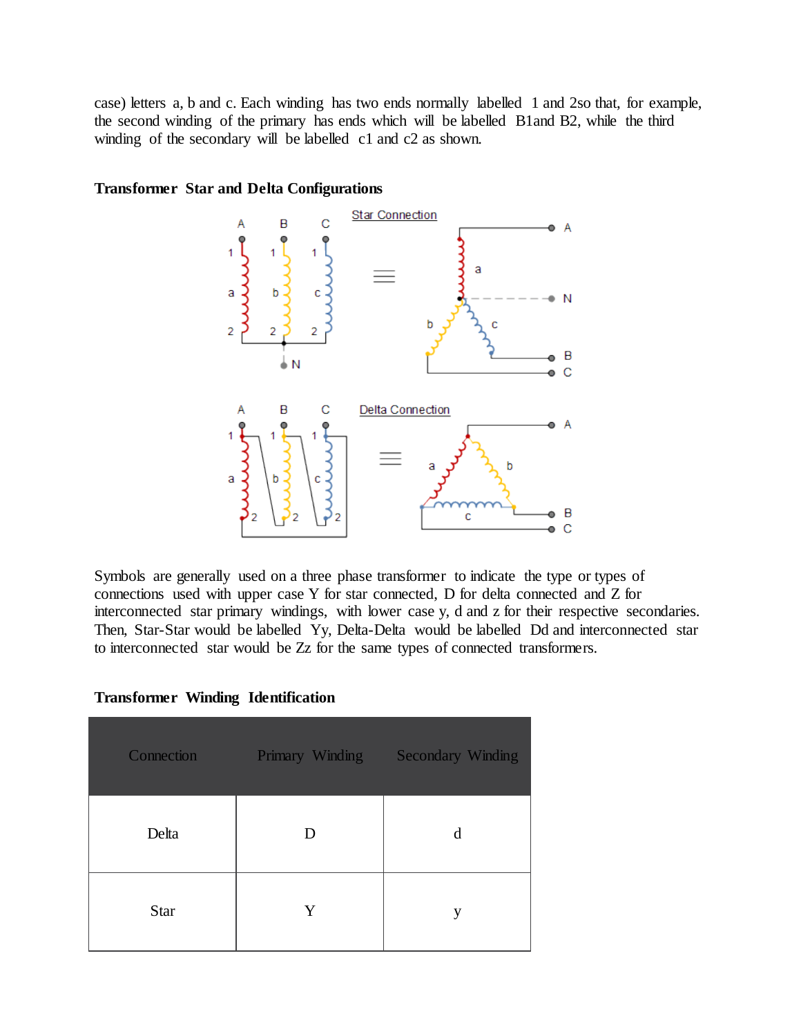case) letters a, b and c. Each winding has two ends normally labelled 1 and 2so that, for example, the second winding of the primary has ends which will be labelled B1and B2, while the third winding of the secondary will be labelled c1 and c2 as shown.

**Transformer Star and Delta Configurations**

Symbols are generally used on a three phase transformer to indicate the type or types of connections used with upper case Y for star connected, D for delta connected and Z for interconnected star primary windings, with lower case y, d and z for their respective secondaries. Then, Star-Star would be labelled Yy, Delta-Delta would be labelled Dd and interconnected star to interconnected star would be Zz for the same types of connected transformers.

**Transformer Winding Identification**

| Connection | Primary Winding | Secondary Winding |
| --- | --- | --- |
| Delta | D | d |
| Star | Y | y |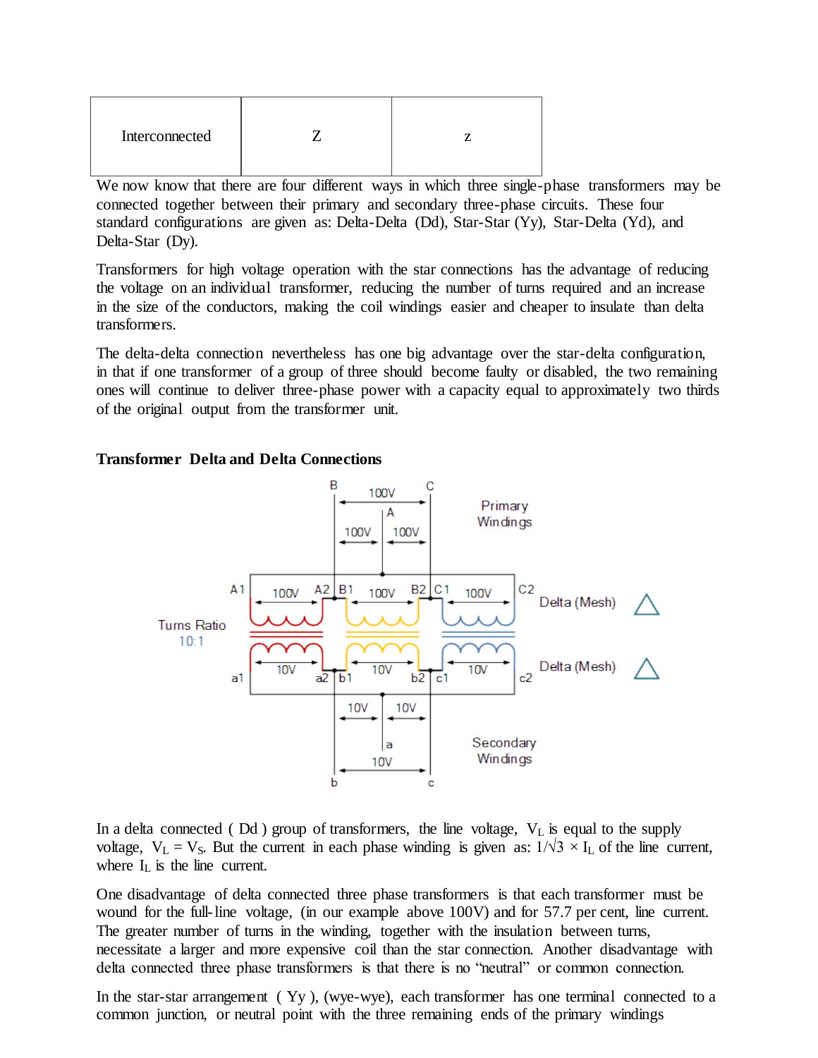| Interconnected | Z | z |
|---|---|---|

We now know that there are four different ways in which three single-phase transformers may be connected together between their primary and secondary three-phase circuits. These four standard configurations are given as: Delta-Delta (Dd), Star-Star (Yy), Star-Delta (Yd), and Delta-Star (Dy).

Transformers for high voltage operation with the star connections has the advantage of reducing the voltage on an individual transformer, reducing the number of turns required and an increase in the size of the conductors, making the coil windings easier and cheaper to insulate than delta transformers.

The delta-delta connection nevertheless has one big advantage over the star-delta configuration, in that if one transformer of a group of three should become faulty or disabled, the two remaining ones will continue to deliver three-phase power with a capacity equal to approximately two thirds of the original output from the transformer unit.

**Transformer Delta and Delta Connections**

In a delta connected ( Dd ) group of transformers, the line voltage, $V_L$ is equal to the supply voltage, $V_L = V_S$. But the current in each phase winding is given as: $1/\sqrt{3} \times I_L$ of the line current, where $I_L$ is the line current.

One disadvantage of delta connected three phase transformers is that each transformer must be wound for the full-line voltage, (in our example above 100V) and for 57.7 per cent, line current. The greater number of turns in the winding, together with the insulation between turns, necessitate a larger and more expensive coil than the star connection. Another disadvantage with delta connected three phase transformers is that there is no "neutral" or common connection.

In the star-star arrangement ( Yy ), (wye-wye), each transformer has one terminal connected to a common junction, or neutral point with the three remaining ends of the primary windings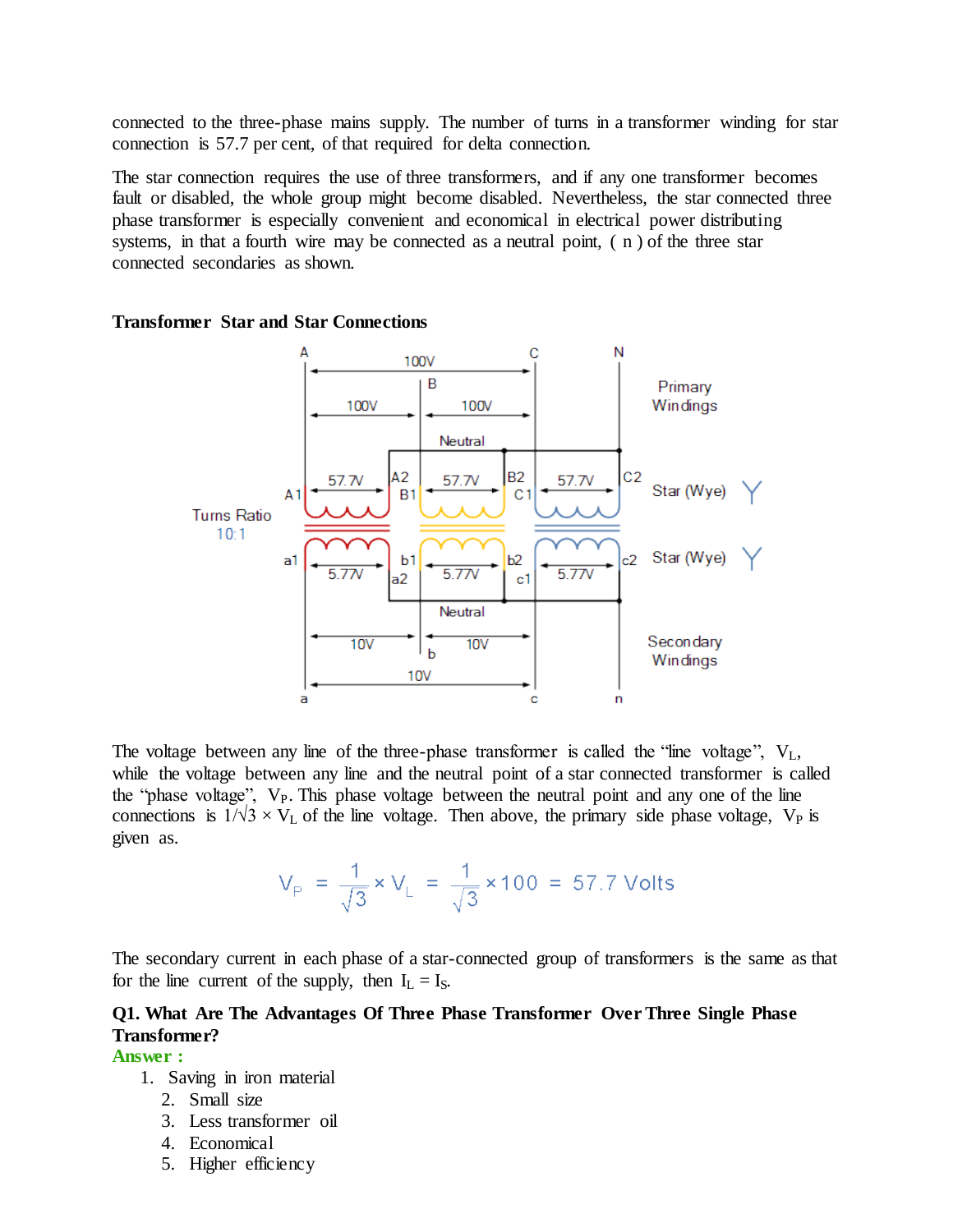connected to the three-phase mains supply. The number of turns in a transformer winding for star connection is 57.7 per cent, of that required for delta connection.

The star connection requires the use of three transformers, and if any one transformer becomes fault or disabled, the whole group might become disabled. Nevertheless, the star connected three phase transformer is especially convenient and economical in electrical power distributing systems, in that a fourth wire may be connected as a neutral point, ( n ) of the three star connected secondaries as shown.

**Transformer Star and Star Connections**

The voltage between any line of the three-phase transformer is called the "line voltage", $V_L$, while the voltage between any line and the neutral point of a star connected transformer is called the "phase voltage", $V_P$. This phase voltage between the neutral point and any one of the line connections is $1/\sqrt{3} \times V_L$ of the line voltage. Then above, the primary side phase voltage, $V_P$ is given as.

$$V_P = \frac{1}{\sqrt{3}} \times V_L = \frac{1}{\sqrt{3}} \times 100 = 57.7 \text{ Volts}$$

The secondary current in each phase of a star-connected group of transformers is the same as that for the line current of the supply, then $I_L = I_S$.

**Q1. What Are The Advantages Of Three Phase Transformer Over Three Single Phase Transformer?**

**Answer :**

1. Saving in iron material
2. Small size
3. Less transformer oil
4. Economical
5. Higher efficiency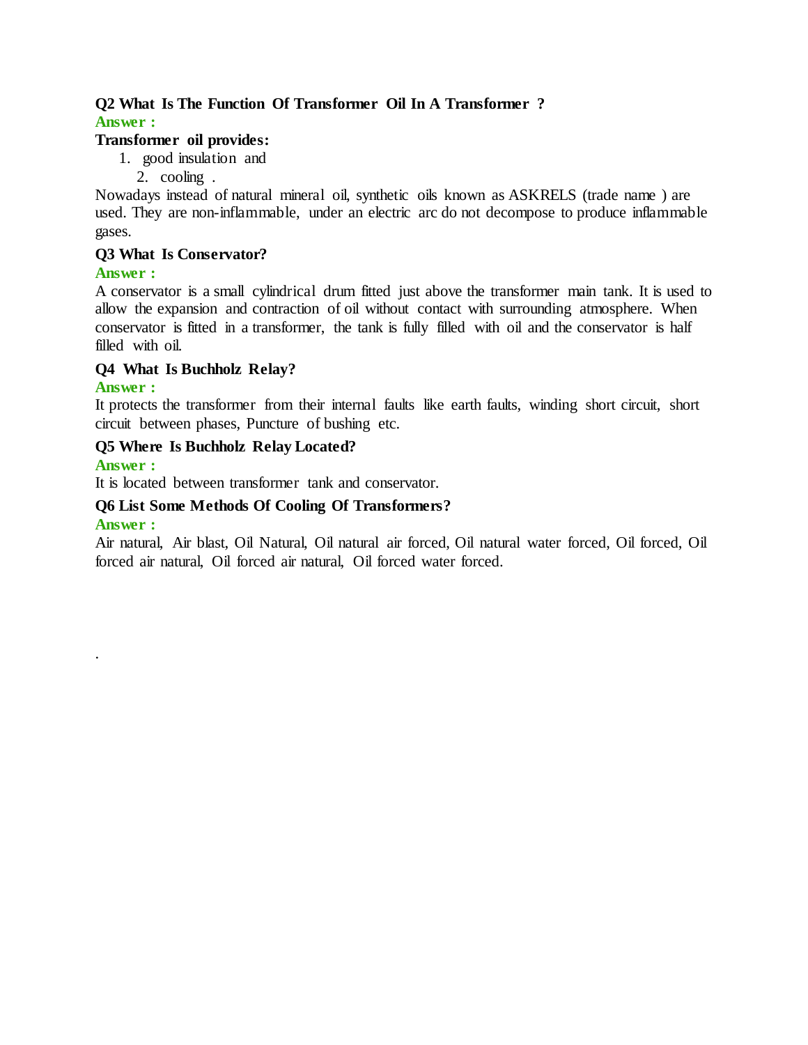**Q2 What Is The Function Of Transformer Oil In A Transformer ?**

**Answer :**

**Transformer oil provides:**

1. good insulation and
2. cooling .

Nowadays instead of natural mineral oil, synthetic oils known as ASKRELS (trade name ) are used. They are non-inflammable, under an electric arc do not decompose to produce inflammable gases.

**Q3 What Is Conservator?**

**Answer :**

A conservator is a small cylindrical drum fitted just above the transformer main tank. It is used to allow the expansion and contraction of oil without contact with surrounding atmosphere. When conservator is fitted in a transformer, the tank is fully filled with oil and the conservator is half filled with oil.

**Q4 What Is Buchholz Relay?**

**Answer :**

It protects the transformer from their internal faults like earth faults, winding short circuit, short circuit between phases, Puncture of bushing etc.

**Q5 Where Is Buchholz Relay Located?**

**Answer :**

It is located between transformer tank and conservator.

**Q6 List Some Methods Of Cooling Of Transformers?**

**Answer :**

Air natural, Air blast, Oil Natural, Oil natural air forced, Oil natural water forced, Oil forced, Oil forced air natural, Oil forced air natural, Oil forced water forced.

.